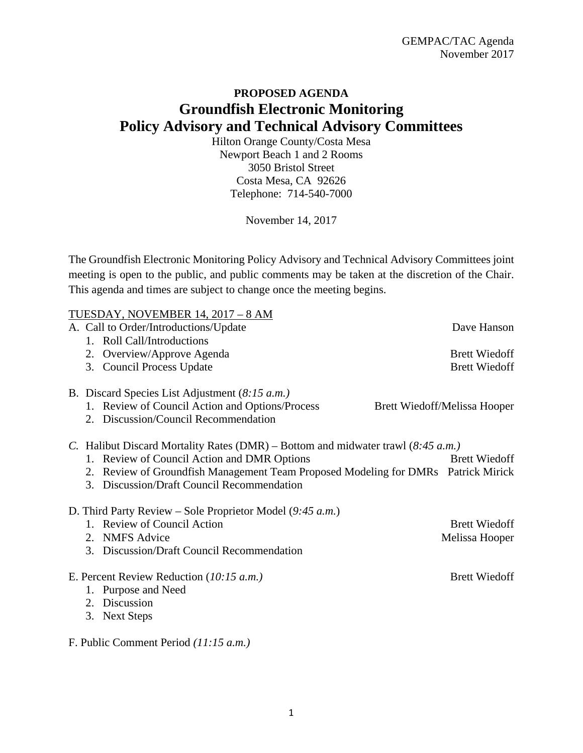**PROPOSED AGENDA**

# Groundfish Electronic Monitoring Policy Advisory and Technical Advisory Committees

Hilton Orange County/Costa Mesa
Newport Beach 1 and 2 Rooms
3050 Bristol Street
Costa Mesa, CA 92626
Telephone: 714-540-7000

November 14, 2017

The Groundfish Electronic Monitoring Policy Advisory and Technical Advisory Committees joint meeting is open to the public, and public comments may be taken at the discretion of the Chair. This agenda and times are subject to change once the meeting begins.

<u>TUESDAY, NOVEMBER 14, 2017 – 8 AM</u>

A. Call to Order/Introductions/Update — Dave Hanson
   1. Roll Call/Introductions
   2. Overview/Approve Agenda — Brett Wiedoff
   3. Council Process Update — Brett Wiedoff

B. Discard Species List Adjustment (*8:15 a.m.)*
   1. Review of Council Action and Options/Process — Brett Wiedoff/Melissa Hooper
   2. Discussion/Council Recommendation

*C.* Halibut Discard Mortality Rates (DMR) – Bottom and midwater trawl (*8:45 a.m.)*
   1. Review of Council Action and DMR Options — Brett Wiedoff
   2. Review of Groundfish Management Team Proposed Modeling for DMRs — Patrick Mirick
   3. Discussion/Draft Council Recommendation

D. Third Party Review – Sole Proprietor Model (*9:45 a.m.*)
   1. Review of Council Action — Brett Wiedoff
   2. NMFS Advice — Melissa Hooper
   3. Discussion/Draft Council Recommendation

E. Percent Review Reduction (*10:15 a.m.)* — Brett Wiedoff
   1. Purpose and Need
   2. Discussion
   3. Next Steps

F. Public Comment Period *(11:15 a.m.)*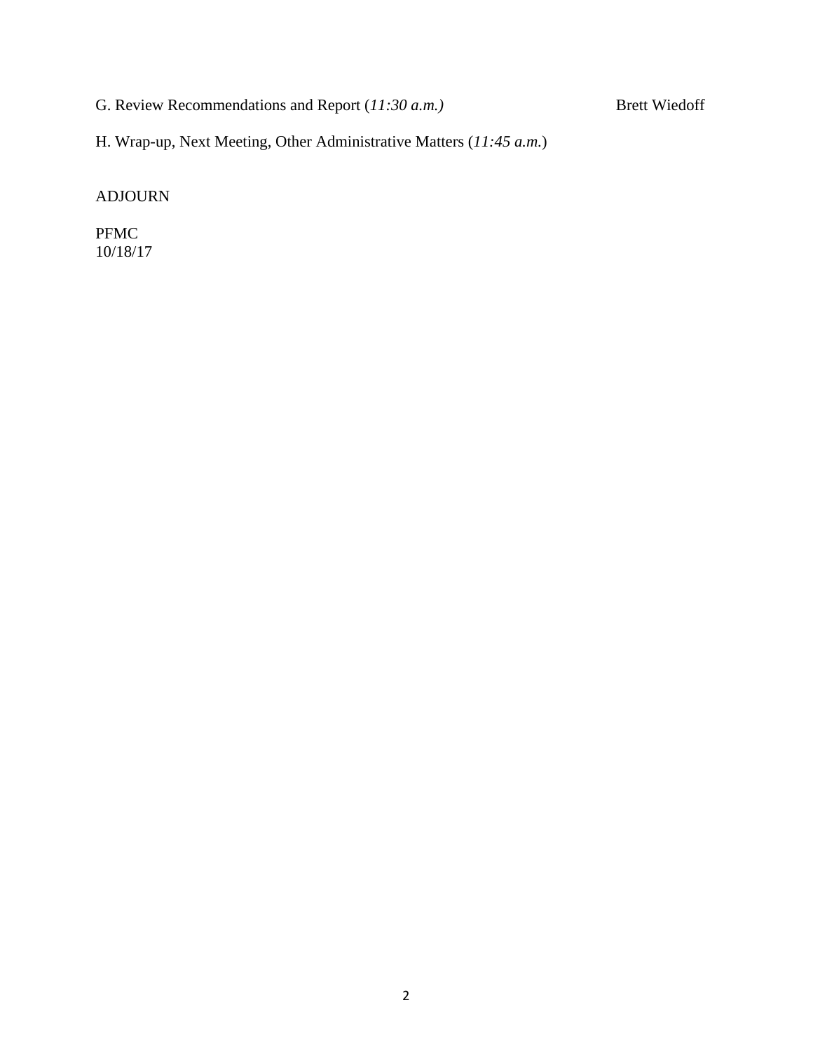G. Review Recommendations and Report (*11:30 a.m.)* Brett Wiedoff

H. Wrap-up, Next Meeting, Other Administrative Matters (*11:45 a.m.*)

ADJOURN

PFMC
10/18/17